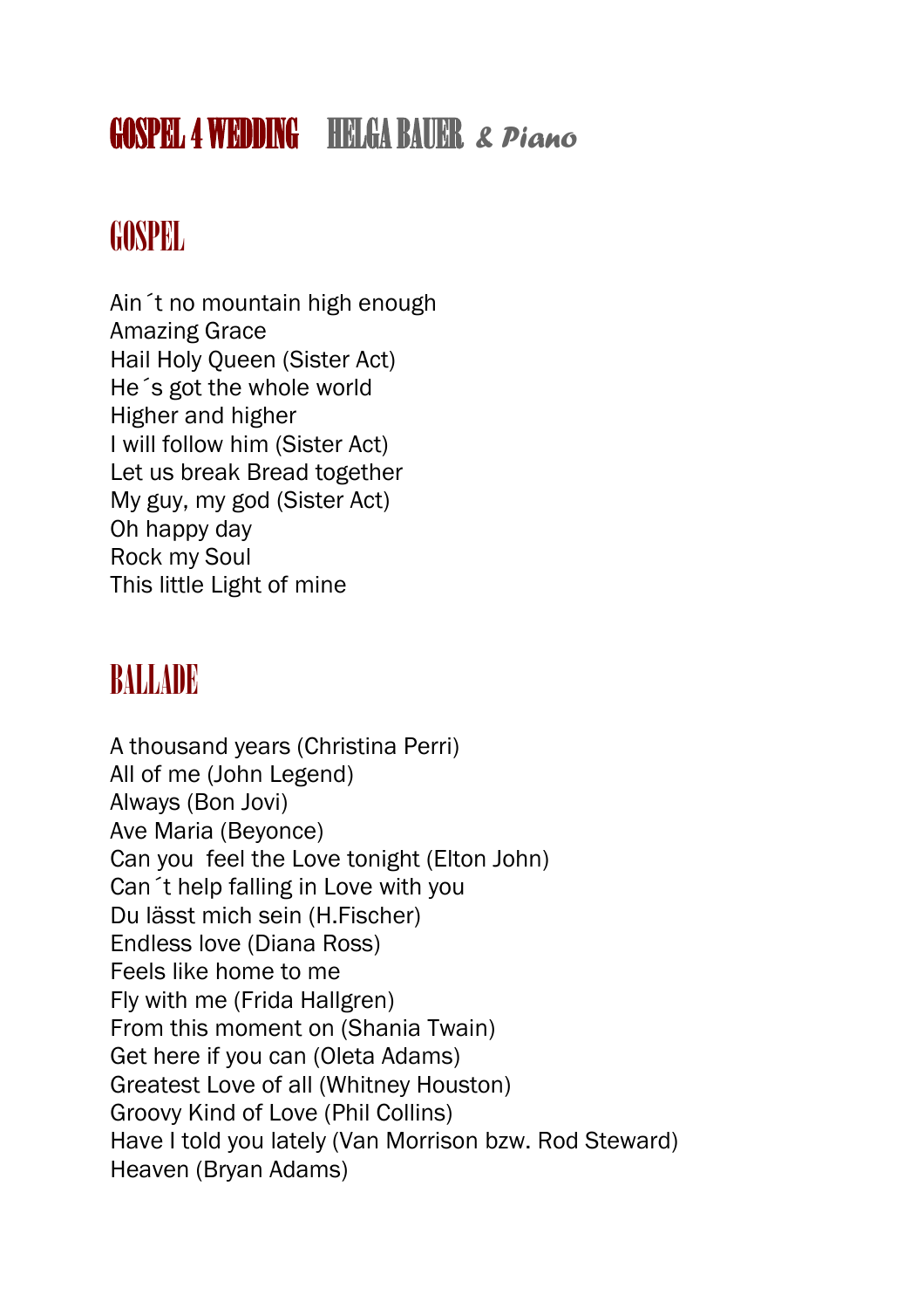# GOSPEL 4 WEDDING HELGA BAUER *& Piano*

## GOSPEL

Ain´t no mountain high enough
Amazing Grace
Hail Holy Queen (Sister Act)
He´s got the whole world
Higher and higher
I will follow him (Sister Act)
Let us break Bread together
My guy, my god (Sister Act)
Oh happy day
Rock my Soul
This little Light of mine

## BALLADE

A thousand years (Christina Perri)
All of me (John Legend)
Always (Bon Jovi)
Ave Maria (Beyonce)
Can you feel the Love tonight (Elton John)
Can´t help falling in Love with you
Du lässt mich sein (H.Fischer)
Endless love (Diana Ross)
Feels like home to me
Fly with me (Frida Hallgren)
From this moment on (Shania Twain)
Get here if you can (Oleta Adams)
Greatest Love of all (Whitney Houston)
Groovy Kind of Love (Phil Collins)
Have I told you lately (Van Morrison bzw. Rod Steward)
Heaven (Bryan Adams)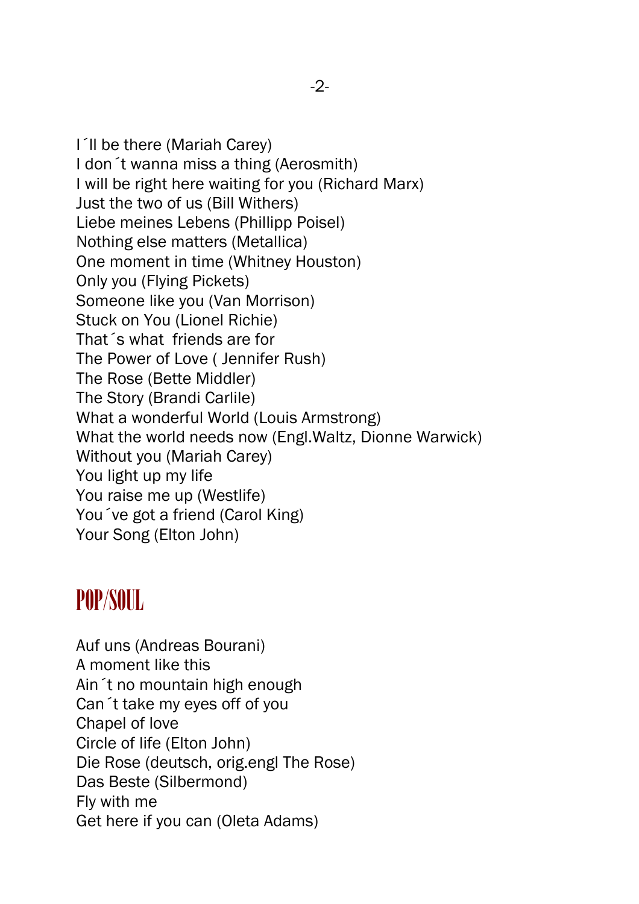I´ll be there (Mariah Carey)
I don´t wanna miss a thing (Aerosmith)
I will be right here waiting for you (Richard Marx)
Just the two of us (Bill Withers)
Liebe meines Lebens (Phillipp Poisel)
Nothing else matters (Metallica)
One moment in time (Whitney Houston)
Only you (Flying Pickets)
Someone like you (Van Morrison)
Stuck on You (Lionel Richie)
That´s what  friends are for
The Power of Love ( Jennifer Rush)
The Rose (Bette Middler)
The Story (Brandi Carlile)
What a wonderful World (Louis Armstrong)
What the world needs now (Engl.Waltz, Dionne Warwick)
Without you (Mariah Carey)
You light up my life
You raise me up (Westlife)
You´ve got a friend (Carol King)
Your Song (Elton John)

## POP/SOUL

Auf uns (Andreas Bourani)
A moment like this
Ain´t no mountain high enough
Can´t take my eyes off of you
Chapel of love
Circle of life (Elton John)
Die Rose (deutsch, orig.engl The Rose)
Das Beste (Silbermond)
Fly with me
Get here if you can (Oleta Adams)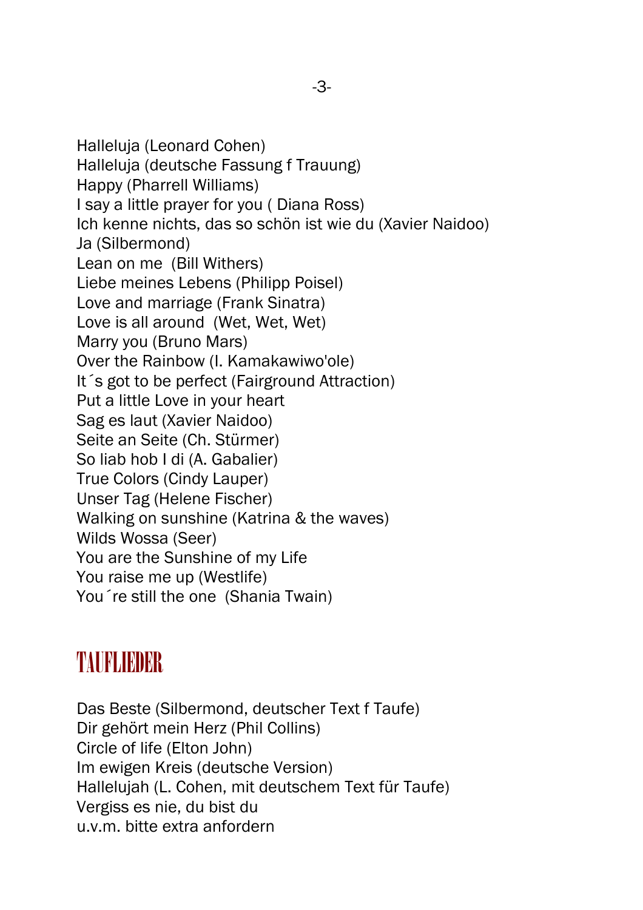Halleluja (Leonard Cohen)
Halleluja (deutsche Fassung f Trauung)
Happy (Pharrell Williams)
I say a little prayer for you ( Diana Ross)
Ich kenne nichts, das so schön ist wie du (Xavier Naidoo)
Ja (Silbermond)
Lean on me  (Bill Withers)
Liebe meines Lebens (Philipp Poisel)
Love and marriage (Frank Sinatra)
Love is all around  (Wet, Wet, Wet)
Marry you (Bruno Mars)
Over the Rainbow (I. Kamakawiwo'ole)
It´s got to be perfect (Fairground Attraction)
Put a little Love in your heart
Sag es laut (Xavier Naidoo)
Seite an Seite (Ch. Stürmer)
So liab hob I di (A. Gabalier)
True Colors (Cindy Lauper)
Unser Tag (Helene Fischer)
Walking on sunshine (Katrina & the waves)
Wilds Wossa (Seer)
You are the Sunshine of my Life
You raise me up (Westlife)
You´re still the one  (Shania Twain)

## TAUFLIEDER

Das Beste (Silbermond, deutscher Text f Taufe)
Dir gehört mein Herz (Phil Collins)
Circle of life (Elton John)
Im ewigen Kreis (deutsche Version)
Hallelujah (L. Cohen, mit deutschem Text für Taufe)
Vergiss es nie, du bist du
u.v.m. bitte extra anfordern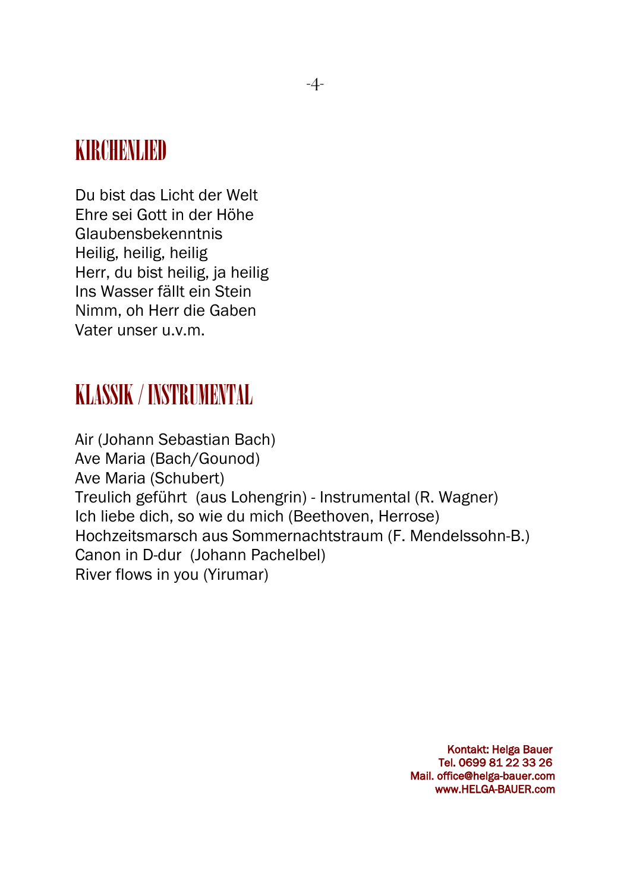# KIRCHENLIED

Du bist das Licht der Welt
Ehre sei Gott in der Höhe
Glaubensbekenntnis
Heilig, heilig, heilig
Herr, du bist heilig, ja heilig
Ins Wasser fällt ein Stein
Nimm, oh Herr die Gaben
Vater unser u.v.m.

# KLASSIK / INSTRUMENTAL

Air (Johann Sebastian Bach)
Ave Maria (Bach/Gounod)
Ave Maria (Schubert)
Treulich geführt (aus Lohengrin) - Instrumental (R. Wagner)
Ich liebe dich, so wie du mich (Beethoven, Herrose)
Hochzeitsmarsch aus Sommernachtstraum (F. Mendelssohn-B.)
Canon in D-dur (Johann Pachelbel)
River flows in you (Yirumar)

Kontakt: Helga Bauer
Tel. 0699 81 22 33 26
Mail. office@helga-bauer.com
www.HELGA-BAUER.com